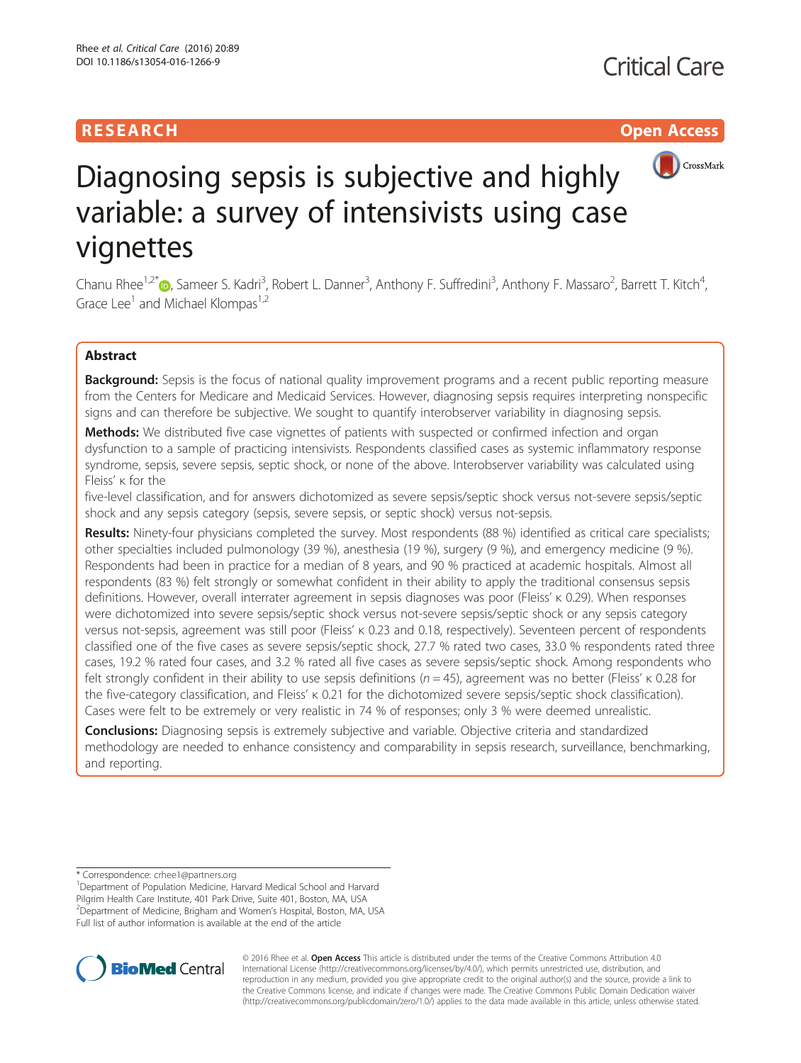RESEARCH

Open Access

# Diagnosing sepsis is subjective and highly variable: a survey of intensivists using case vignettes

Chanu Rhee[1,2*], Sameer S. Kadri[3], Robert L. Danner[3], Anthony F. Suffredini[3], Anthony F. Massaro[2], Barrett T. Kitch[4], Grace Lee[1] and Michael Klompas[1,2]

## Abstract

**Background:** Sepsis is the focus of national quality improvement programs and a recent public reporting measure from the Centers for Medicare and Medicaid Services. However, diagnosing sepsis requires interpreting nonspecific signs and can therefore be subjective. We sought to quantify interobserver variability in diagnosing sepsis.

**Methods:** We distributed five case vignettes of patients with suspected or confirmed infection and organ dysfunction to a sample of practicing intensivists. Respondents classified cases as systemic inflammatory response syndrome, sepsis, severe sepsis, septic shock, or none of the above. Interobserver variability was calculated using Fleiss' κ for the five-level classification, and for answers dichotomized as severe sepsis/septic shock versus not-severe sepsis/septic shock and any sepsis category (sepsis, severe sepsis, or septic shock) versus not-sepsis.

**Results:** Ninety-four physicians completed the survey. Most respondents (88 %) identified as critical care specialists; other specialties included pulmonology (39 %), anesthesia (19 %), surgery (9 %), and emergency medicine (9 %). Respondents had been in practice for a median of 8 years, and 90 % practiced at academic hospitals. Almost all respondents (83 %) felt strongly or somewhat confident in their ability to apply the traditional consensus sepsis definitions. However, overall interrater agreement in sepsis diagnoses was poor (Fleiss' κ 0.29). When responses were dichotomized into severe sepsis/septic shock versus not-severe sepsis/septic shock or any sepsis category versus not-sepsis, agreement was still poor (Fleiss' κ 0.23 and 0.18, respectively). Seventeen percent of respondents classified one of the five cases as severe sepsis/septic shock, 27.7 % rated two cases, 33.0 % respondents rated three cases, 19.2 % rated four cases, and 3.2 % rated all five cases as severe sepsis/septic shock. Among respondents who felt strongly confident in their ability to use sepsis definitions ($n = 45$), agreement was no better (Fleiss' κ 0.28 for the five-category classification, and Fleiss' κ 0.21 for the dichotomized severe sepsis/septic shock classification). Cases were felt to be extremely or very realistic in 74 % of responses; only 3 % were deemed unrealistic.

**Conclusions:** Diagnosing sepsis is extremely subjective and variable. Objective criteria and standardized methodology are needed to enhance consistency and comparability in sepsis research, surveillance, benchmarking, and reporting.

---

\* Correspondence: crhee1@partners.org
[1]Department of Population Medicine, Harvard Medical School and Harvard Pilgrim Health Care Institute, 401 Park Drive, Suite 401, Boston, MA, USA
[2]Department of Medicine, Brigham and Women's Hospital, Boston, MA, USA
Full list of author information is available at the end of the article

© 2016 Rhee et al. **Open Access** This article is distributed under the terms of the Creative Commons Attribution 4.0 International License (http://creativecommons.org/licenses/by/4.0/), which permits unrestricted use, distribution, and reproduction in any medium, provided you give appropriate credit to the original author(s) and the source, provide a link to the Creative Commons license, and indicate if changes were made. The Creative Commons Public Domain Dedication waiver (http://creativecommons.org/publicdomain/zero/1.0/) applies to the data made available in this article, unless otherwise stated.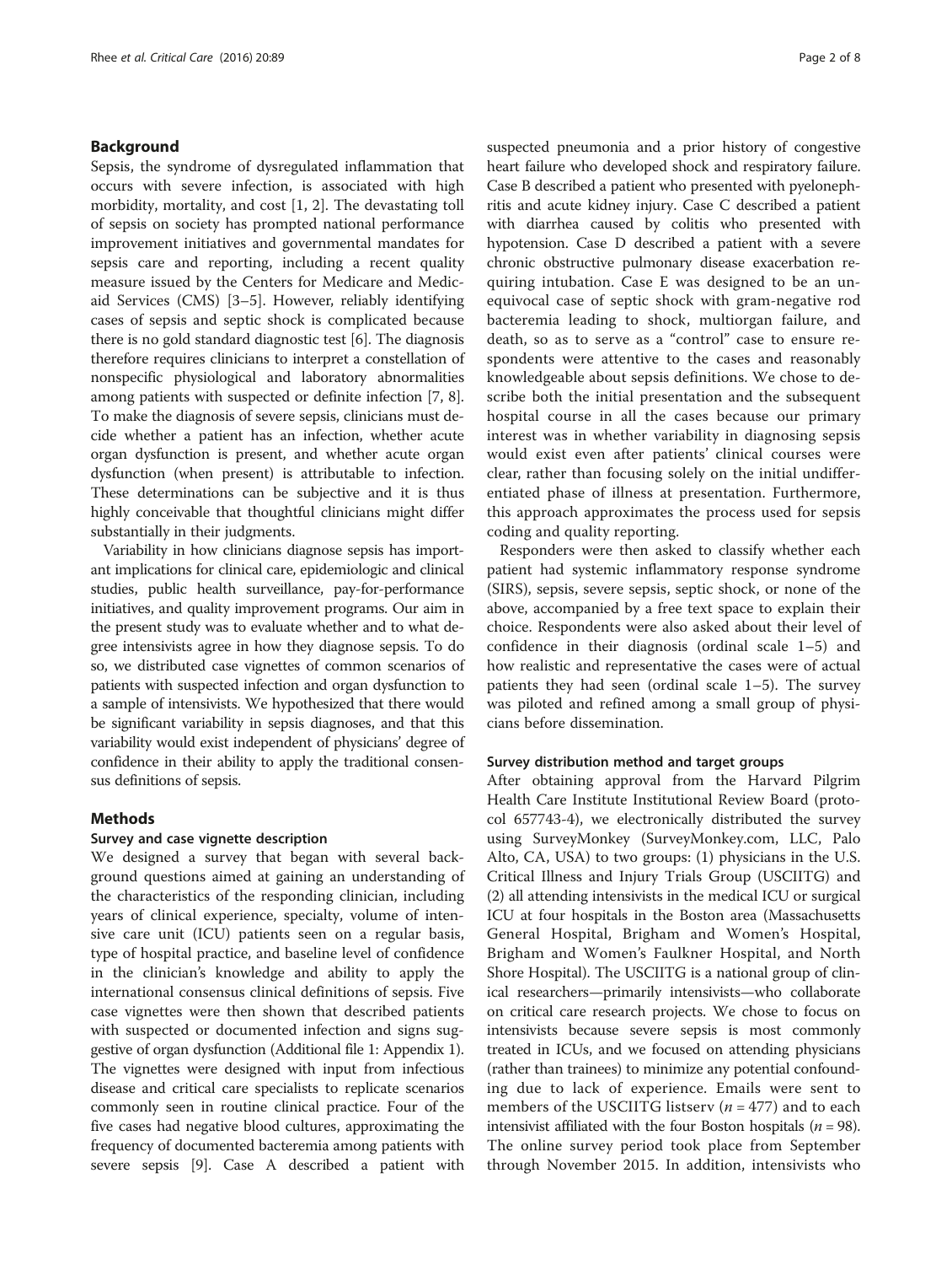## Background

Sepsis, the syndrome of dysregulated inflammation that occurs with severe infection, is associated with high morbidity, mortality, and cost [1, 2]. The devastating toll of sepsis on society has prompted national performance improvement initiatives and governmental mandates for sepsis care and reporting, including a recent quality measure issued by the Centers for Medicare and Medicaid Services (CMS) [3–5]. However, reliably identifying cases of sepsis and septic shock is complicated because there is no gold standard diagnostic test [6]. The diagnosis therefore requires clinicians to interpret a constellation of nonspecific physiological and laboratory abnormalities among patients with suspected or definite infection [7, 8]. To make the diagnosis of severe sepsis, clinicians must decide whether a patient has an infection, whether acute organ dysfunction is present, and whether acute organ dysfunction (when present) is attributable to infection. These determinations can be subjective and it is thus highly conceivable that thoughtful clinicians might differ substantially in their judgments.

Variability in how clinicians diagnose sepsis has important implications for clinical care, epidemiologic and clinical studies, public health surveillance, pay-for-performance initiatives, and quality improvement programs. Our aim in the present study was to evaluate whether and to what degree intensivists agree in how they diagnose sepsis. To do so, we distributed case vignettes of common scenarios of patients with suspected infection and organ dysfunction to a sample of intensivists. We hypothesized that there would be significant variability in sepsis diagnoses, and that this variability would exist independent of physicians' degree of confidence in their ability to apply the traditional consensus definitions of sepsis.

## Methods

### Survey and case vignette description

We designed a survey that began with several background questions aimed at gaining an understanding of the characteristics of the responding clinician, including years of clinical experience, specialty, volume of intensive care unit (ICU) patients seen on a regular basis, type of hospital practice, and baseline level of confidence in the clinician's knowledge and ability to apply the international consensus clinical definitions of sepsis. Five case vignettes were then shown that described patients with suspected or documented infection and signs suggestive of organ dysfunction (Additional file 1: Appendix 1). The vignettes were designed with input from infectious disease and critical care specialists to replicate scenarios commonly seen in routine clinical practice. Four of the five cases had negative blood cultures, approximating the frequency of documented bacteremia among patients with severe sepsis [9]. Case A described a patient with suspected pneumonia and a prior history of congestive heart failure who developed shock and respiratory failure. Case B described a patient who presented with pyelonephritis and acute kidney injury. Case C described a patient with diarrhea caused by colitis who presented with hypotension. Case D described a patient with a severe chronic obstructive pulmonary disease exacerbation requiring intubation. Case E was designed to be an unequivocal case of septic shock with gram-negative rod bacteremia leading to shock, multiorgan failure, and death, so as to serve as a "control" case to ensure respondents were attentive to the cases and reasonably knowledgeable about sepsis definitions. We chose to describe both the initial presentation and the subsequent hospital course in all the cases because our primary interest was in whether variability in diagnosing sepsis would exist even after patients' clinical courses were clear, rather than focusing solely on the initial undifferentiated phase of illness at presentation. Furthermore, this approach approximates the process used for sepsis coding and quality reporting.

Responders were then asked to classify whether each patient had systemic inflammatory response syndrome (SIRS), sepsis, severe sepsis, septic shock, or none of the above, accompanied by a free text space to explain their choice. Respondents were also asked about their level of confidence in their diagnosis (ordinal scale 1–5) and how realistic and representative the cases were of actual patients they had seen (ordinal scale 1–5). The survey was piloted and refined among a small group of physicians before dissemination.

### Survey distribution method and target groups

After obtaining approval from the Harvard Pilgrim Health Care Institute Institutional Review Board (protocol 657743-4), we electronically distributed the survey using SurveyMonkey (SurveyMonkey.com, LLC, Palo Alto, CA, USA) to two groups: (1) physicians in the U.S. Critical Illness and Injury Trials Group (USCIITG) and (2) all attending intensivists in the medical ICU or surgical ICU at four hospitals in the Boston area (Massachusetts General Hospital, Brigham and Women's Hospital, Brigham and Women's Faulkner Hospital, and North Shore Hospital). The USCIITG is a national group of clinical researchers—primarily intensivists—who collaborate on critical care research projects. We chose to focus on intensivists because severe sepsis is most commonly treated in ICUs, and we focused on attending physicians (rather than trainees) to minimize any potential confounding due to lack of experience. Emails were sent to members of the USCIITG listserv ($n = 477$) and to each intensivist affiliated with the four Boston hospitals ($n = 98$). The online survey period took place from September through November 2015. In addition, intensivists who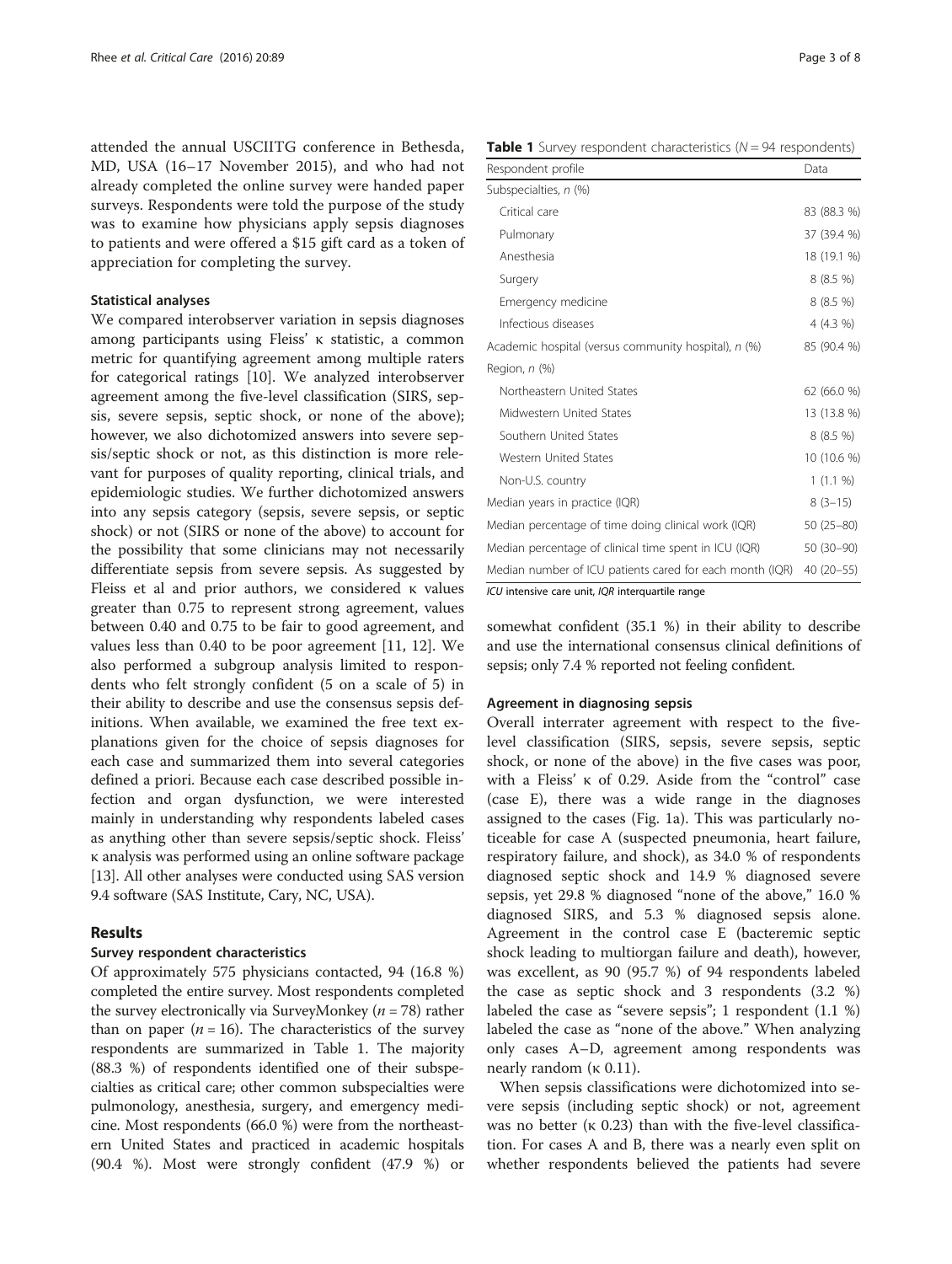attended the annual USCIITG conference in Bethesda, MD, USA (16–17 November 2015), and who had not already completed the online survey were handed paper surveys. Respondents were told the purpose of the study was to examine how physicians apply sepsis diagnoses to patients and were offered a $15 gift card as a token of appreciation for completing the survey.

### Statistical analyses

We compared interobserver variation in sepsis diagnoses among participants using Fleiss' κ statistic, a common metric for quantifying agreement among multiple raters for categorical ratings [10]. We analyzed interobserver agreement among the five-level classification (SIRS, sepsis, severe sepsis, septic shock, or none of the above); however, we also dichotomized answers into severe sepsis/septic shock or not, as this distinction is more relevant for purposes of quality reporting, clinical trials, and epidemiologic studies. We further dichotomized answers into any sepsis category (sepsis, severe sepsis, or septic shock) or not (SIRS or none of the above) to account for the possibility that some clinicians may not necessarily differentiate sepsis from severe sepsis. As suggested by Fleiss et al and prior authors, we considered κ values greater than 0.75 to represent strong agreement, values between 0.40 and 0.75 to be fair to good agreement, and values less than 0.40 to be poor agreement [11, 12]. We also performed a subgroup analysis limited to respondents who felt strongly confident (5 on a scale of 5) in their ability to describe and use the consensus sepsis definitions. When available, we examined the free text explanations given for the choice of sepsis diagnoses for each case and summarized them into several categories defined a priori. Because each case described possible infection and organ dysfunction, we were interested mainly in understanding why respondents labeled cases as anything other than severe sepsis/septic shock. Fleiss' κ analysis was performed using an online software package [13]. All other analyses were conducted using SAS version 9.4 software (SAS Institute, Cary, NC, USA).

## Results

### Survey respondent characteristics

Of approximately 575 physicians contacted, 94 (16.8 %) completed the entire survey. Most respondents completed the survey electronically via SurveyMonkey ($n = 78$) rather than on paper ($n = 16$). The characteristics of the survey respondents are summarized in Table 1. The majority (88.3 %) of respondents identified one of their subspecialties as critical care; other common subspecialties were pulmonology, anesthesia, surgery, and emergency medicine. Most respondents (66.0 %) were from the northeastern United States and practiced in academic hospitals (90.4 %). Most were strongly confident (47.9 %) or somewhat confident (35.1 %) in their ability to describe and use the international consensus clinical definitions of sepsis; only 7.4 % reported not feeling confident.

**Table 1** Survey respondent characteristics ($N = 94$ respondents)

| Respondent profile | Data |
|---|---|
| Subspecialties, *n* (%) | |
| Critical care | 83 (88.3 %) |
| Pulmonary | 37 (39.4 %) |
| Anesthesia | 18 (19.1 %) |
| Surgery | 8 (8.5 %) |
| Emergency medicine | 8 (8.5 %) |
| Infectious diseases | 4 (4.3 %) |
| Academic hospital (versus community hospital), *n* (%) | 85 (90.4 %) |
| Region, *n* (%) | |
| Northeastern United States | 62 (66.0 %) |
| Midwestern United States | 13 (13.8 %) |
| Southern United States | 8 (8.5 %) |
| Western United States | 10 (10.6 %) |
| Non-U.S. country | 1 (1.1 %) |
| Median years in practice (IQR) | 8 (3–15) |
| Median percentage of time doing clinical work (IQR) | 50 (25–80) |
| Median percentage of clinical time spent in ICU (IQR) | 50 (30–90) |
| Median number of ICU patients cared for each month (IQR) | 40 (20–55) |

*ICU* intensive care unit, *IQR* interquartile range

### Agreement in diagnosing sepsis

Overall interrater agreement with respect to the five-level classification (SIRS, sepsis, severe sepsis, septic shock, or none of the above) in the five cases was poor, with a Fleiss' κ of 0.29. Aside from the "control" case (case E), there was a wide range in the diagnoses assigned to the cases (Fig. 1a). This was particularly noticeable for case A (suspected pneumonia, heart failure, respiratory failure, and shock), as 34.0 % of respondents diagnosed septic shock and 14.9 % diagnosed severe sepsis, yet 29.8 % diagnosed "none of the above," 16.0 % diagnosed SIRS, and 5.3 % diagnosed sepsis alone. Agreement in the control case E (bacteremic septic shock leading to multiorgan failure and death), however, was excellent, as 90 (95.7 %) of 94 respondents labeled the case as septic shock and 3 respondents (3.2 %) labeled the case as "severe sepsis"; 1 respondent (1.1 %) labeled the case as "none of the above." When analyzing only cases A–D, agreement among respondents was nearly random (κ 0.11).

When sepsis classifications were dichotomized into severe sepsis (including septic shock) or not, agreement was no better (κ 0.23) than with the five-level classification. For cases A and B, there was a nearly even split on whether respondents believed the patients had severe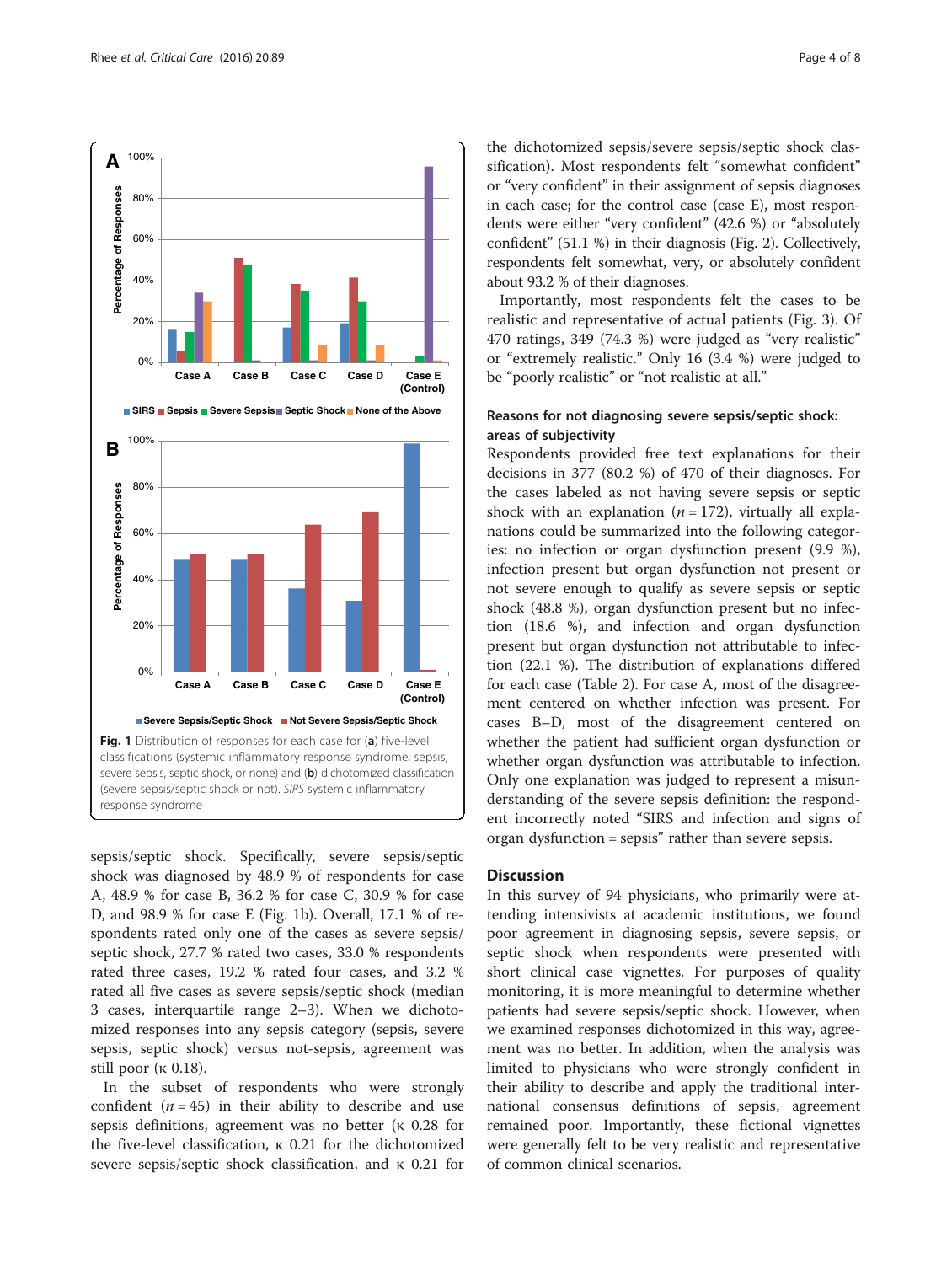Fig. 1 Distribution of responses for each case for (**a**) five-level classifications (systemic inflammatory response syndrome, sepsis, severe sepsis, septic shock, or none) and (**b**) dichotomized classification (severe sepsis/septic shock or not). *SIRS* systemic inflammatory response syndrome

sepsis/septic shock. Specifically, severe sepsis/septic shock was diagnosed by 48.9 % of respondents for case A, 48.9 % for case B, 36.2 % for case C, 30.9 % for case D, and 98.9 % for case E (Fig. 1b). Overall, 17.1 % of respondents rated only one of the cases as severe sepsis/septic shock, 27.7 % rated two cases, 33.0 % respondents rated three cases, 19.2 % rated four cases, and 3.2 % rated all five cases as severe sepsis/septic shock (median 3 cases, interquartile range 2–3). When we dichotomized responses into any sepsis category (sepsis, severe sepsis, septic shock) versus not-sepsis, agreement was still poor (κ 0.18).

In the subset of respondents who were strongly confident ($n = 45$) in their ability to describe and use sepsis definitions, agreement was no better (κ 0.28 for the five-level classification, κ 0.21 for the dichotomized severe sepsis/septic shock classification, and κ 0.21 for the dichotomized sepsis/severe sepsis/septic shock classification). Most respondents felt "somewhat confident" or "very confident" in their assignment of sepsis diagnoses in each case; for the control case (case E), most respondents were either "very confident" (42.6 %) or "absolutely confident" (51.1 %) in their diagnosis (Fig. 2). Collectively, respondents felt somewhat, very, or absolutely confident about 93.2 % of their diagnoses.

Importantly, most respondents felt the cases to be realistic and representative of actual patients (Fig. 3). Of 470 ratings, 349 (74.3 %) were judged as "very realistic" or "extremely realistic." Only 16 (3.4 %) were judged to be "poorly realistic" or "not realistic at all."

### Reasons for not diagnosing severe sepsis/septic shock: areas of subjectivity

Respondents provided free text explanations for their decisions in 377 (80.2 %) of 470 of their diagnoses. For the cases labeled as not having severe sepsis or septic shock with an explanation ($n = 172$), virtually all explanations could be summarized into the following categories: no infection or organ dysfunction present (9.9 %), infection present but organ dysfunction not present or not severe enough to qualify as severe sepsis or septic shock (48.8 %), organ dysfunction present but no infection (18.6 %), and infection and organ dysfunction present but organ dysfunction not attributable to infection (22.1 %). The distribution of explanations differed for each case (Table 2). For case A, most of the disagreement centered on whether infection was present. For cases B–D, most of the disagreement centered on whether the patient had sufficient organ dysfunction or whether organ dysfunction was attributable to infection. Only one explanation was judged to represent a misunderstanding of the severe sepsis definition: the respondent incorrectly noted "SIRS and infection and signs of organ dysfunction = sepsis" rather than severe sepsis.

## Discussion

In this survey of 94 physicians, who primarily were attending intensivists at academic institutions, we found poor agreement in diagnosing sepsis, severe sepsis, or septic shock when respondents were presented with short clinical case vignettes. For purposes of quality monitoring, it is more meaningful to determine whether patients had severe sepsis/septic shock. However, when we examined responses dichotomized in this way, agreement was no better. In addition, when the analysis was limited to physicians who were strongly confident in their ability to describe and apply the traditional international consensus definitions of sepsis, agreement remained poor. Importantly, these fictional vignettes were generally felt to be very realistic and representative of common clinical scenarios.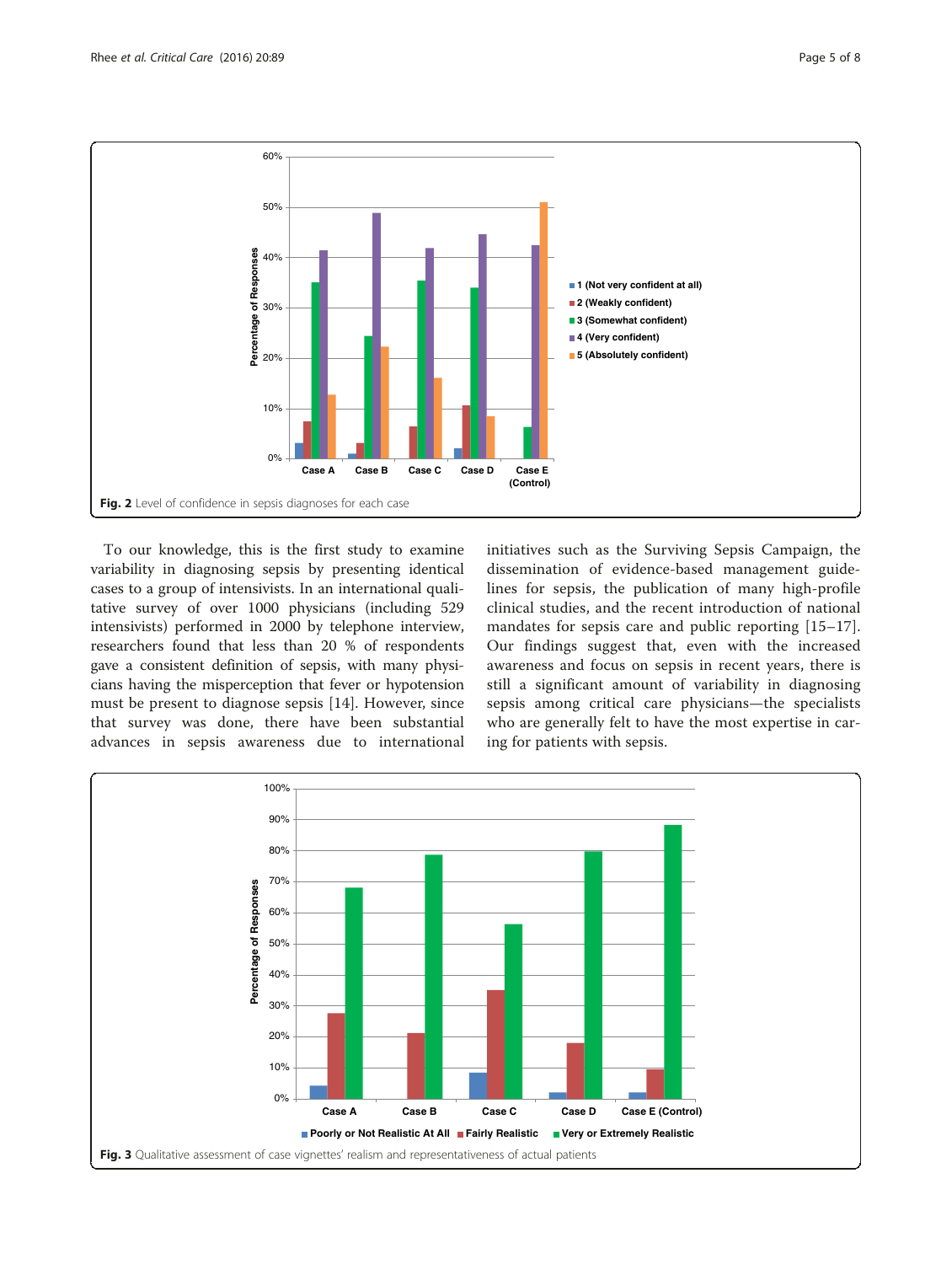Fig. 2 Level of confidence in sepsis diagnoses for each case

To our knowledge, this is the first study to examine variability in diagnosing sepsis by presenting identical cases to a group of intensivists. In an international qualitative survey of over 1000 physicians (including 529 intensivists) performed in 2000 by telephone interview, researchers found that less than 20 % of respondents gave a consistent definition of sepsis, with many physicians having the misperception that fever or hypotension must be present to diagnose sepsis [14]. However, since that survey was done, there have been substantial advances in sepsis awareness due to international initiatives such as the Surviving Sepsis Campaign, the dissemination of evidence-based management guidelines for sepsis, the publication of many high-profile clinical studies, and the recent introduction of national mandates for sepsis care and public reporting [15–17]. Our findings suggest that, even with the increased awareness and focus on sepsis in recent years, there is still a significant amount of variability in diagnosing sepsis among critical care physicians—the specialists who are generally felt to have the most expertise in caring for patients with sepsis.

Fig. 3 Qualitative assessment of case vignettes' realism and representativeness of actual patients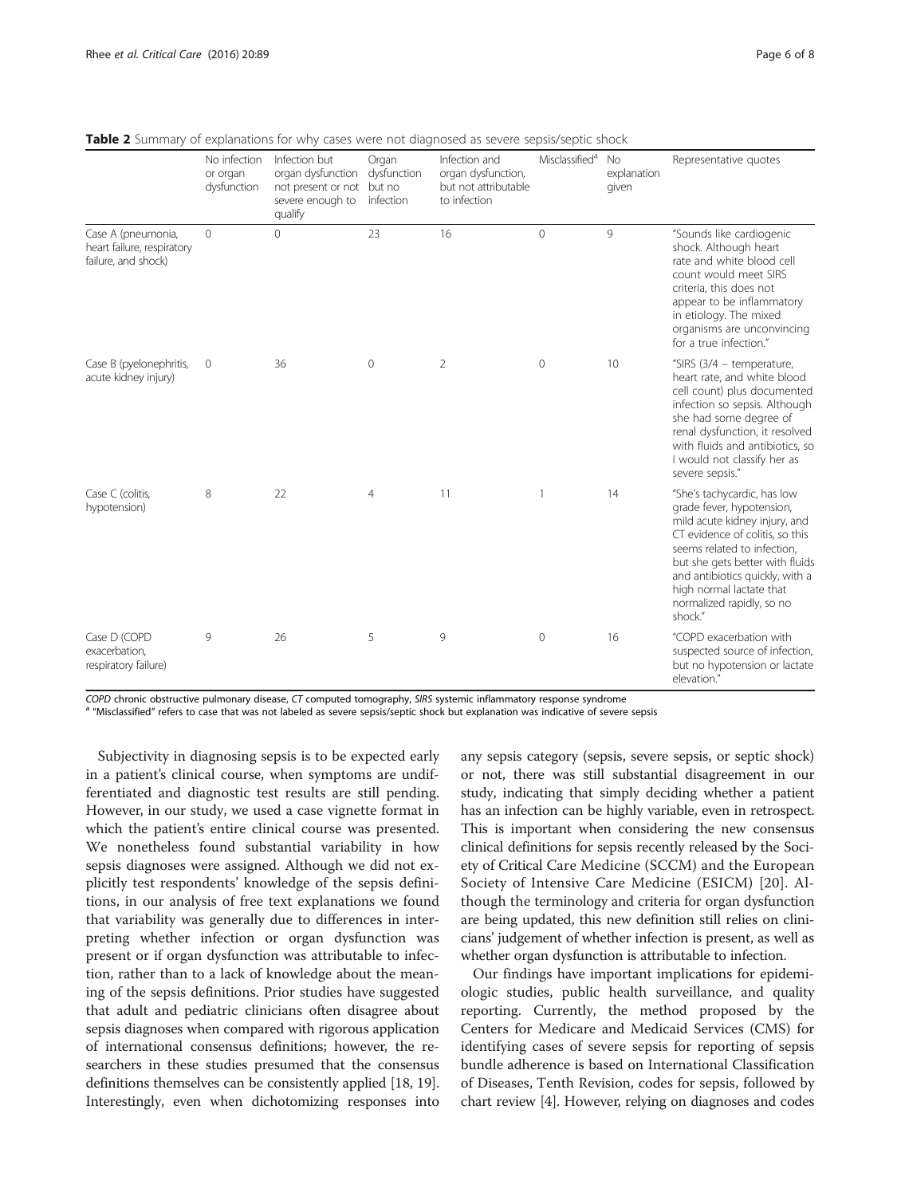**Table 2** Summary of explanations for why cases were not diagnosed as severe sepsis/septic shock

| | No infection or organ dysfunction | Infection but organ dysfunction not present or not severe enough to qualify | Organ dysfunction but no infection | Infection and organ dysfunction, but not attributable to infection | Misclassified[a] | No explanation given | Representative quotes |
|---|---|---|---|---|---|---|---|
| Case A (pneumonia, heart failure, respiratory failure, and shock) | 0 | 0 | 23 | 16 | 0 | 9 | "Sounds like cardiogenic shock. Although heart rate and white blood cell count would meet SIRS criteria, this does not appear to be inflammatory in etiology. The mixed organisms are unconvincing for a true infection." |
| Case B (pyelonephritis, acute kidney injury) | 0 | 36 | 0 | 2 | 0 | 10 | "SIRS (3/4 – temperature, heart rate, and white blood cell count) plus documented infection so sepsis. Although she had some degree of renal dysfunction, it resolved with fluids and antibiotics, so I would not classify her as severe sepsis." |
| Case C (colitis, hypotension) | 8 | 22 | 4 | 11 | 1 | 14 | "She's tachycardic, has low grade fever, hypotension, mild acute kidney injury, and CT evidence of colitis, so this seems related to infection, but she gets better with fluids and antibiotics quickly, with a high normal lactate that normalized rapidly, so no shock." |
| Case D (COPD exacerbation, respiratory failure) | 9 | 26 | 5 | 9 | 0 | 16 | "COPD exacerbation with suspected source of infection, but no hypotension or lactate elevation." |

*COPD* chronic obstructive pulmonary disease, *CT* computed tomography, *SIRS* systemic inflammatory response syndrome

[a] "Misclassified" refers to case that was not labeled as severe sepsis/septic shock but explanation was indicative of severe sepsis

Subjectivity in diagnosing sepsis is to be expected early in a patient's clinical course, when symptoms are undifferentiated and diagnostic test results are still pending. However, in our study, we used a case vignette format in which the patient's entire clinical course was presented. We nonetheless found substantial variability in how sepsis diagnoses were assigned. Although we did not explicitly test respondents' knowledge of the sepsis definitions, in our analysis of free text explanations we found that variability was generally due to differences in interpreting whether infection or organ dysfunction was present or if organ dysfunction was attributable to infection, rather than to a lack of knowledge about the meaning of the sepsis definitions. Prior studies have suggested that adult and pediatric clinicians often disagree about sepsis diagnoses when compared with rigorous application of international consensus definitions; however, the researchers in these studies presumed that the consensus definitions themselves can be consistently applied [18, 19]. Interestingly, even when dichotomizing responses into any sepsis category (sepsis, severe sepsis, or septic shock) or not, there was still substantial disagreement in our study, indicating that simply deciding whether a patient has an infection can be highly variable, even in retrospect. This is important when considering the new consensus clinical definitions for sepsis recently released by the Society of Critical Care Medicine (SCCM) and the European Society of Intensive Care Medicine (ESICM) [20]. Although the terminology and criteria for organ dysfunction are being updated, this new definition still relies on clinicians' judgement of whether infection is present, as well as whether organ dysfunction is attributable to infection.

Our findings have important implications for epidemiologic studies, public health surveillance, and quality reporting. Currently, the method proposed by the Centers for Medicare and Medicaid Services (CMS) for identifying cases of severe sepsis for reporting of sepsis bundle adherence is based on International Classification of Diseases, Tenth Revision, codes for sepsis, followed by chart review [4]. However, relying on diagnoses and codes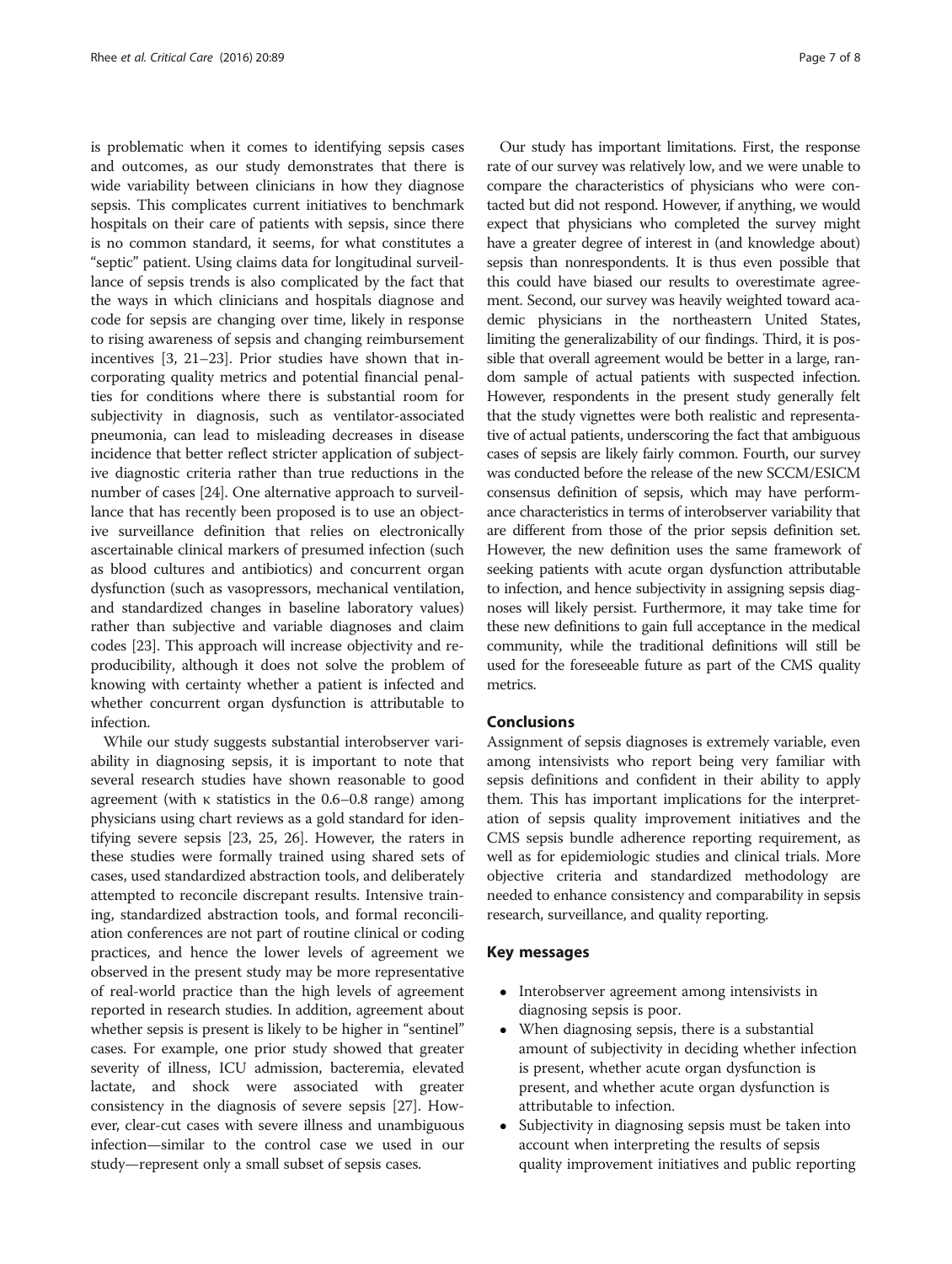is problematic when it comes to identifying sepsis cases and outcomes, as our study demonstrates that there is wide variability between clinicians in how they diagnose sepsis. This complicates current initiatives to benchmark hospitals on their care of patients with sepsis, since there is no common standard, it seems, for what constitutes a "septic" patient. Using claims data for longitudinal surveillance of sepsis trends is also complicated by the fact that the ways in which clinicians and hospitals diagnose and code for sepsis are changing over time, likely in response to rising awareness of sepsis and changing reimbursement incentives [3, 21–23]. Prior studies have shown that incorporating quality metrics and potential financial penalties for conditions where there is substantial room for subjectivity in diagnosis, such as ventilator-associated pneumonia, can lead to misleading decreases in disease incidence that better reflect stricter application of subjective diagnostic criteria rather than true reductions in the number of cases [24]. One alternative approach to surveillance that has recently been proposed is to use an objective surveillance definition that relies on electronically ascertainable clinical markers of presumed infection (such as blood cultures and antibiotics) and concurrent organ dysfunction (such as vasopressors, mechanical ventilation, and standardized changes in baseline laboratory values) rather than subjective and variable diagnoses and claim codes [23]. This approach will increase objectivity and reproducibility, although it does not solve the problem of knowing with certainty whether a patient is infected and whether concurrent organ dysfunction is attributable to infection.

While our study suggests substantial interobserver variability in diagnosing sepsis, it is important to note that several research studies have shown reasonable to good agreement (with κ statistics in the 0.6–0.8 range) among physicians using chart reviews as a gold standard for identifying severe sepsis [23, 25, 26]. However, the raters in these studies were formally trained using shared sets of cases, used standardized abstraction tools, and deliberately attempted to reconcile discrepant results. Intensive training, standardized abstraction tools, and formal reconciliation conferences are not part of routine clinical or coding practices, and hence the lower levels of agreement we observed in the present study may be more representative of real-world practice than the high levels of agreement reported in research studies. In addition, agreement about whether sepsis is present is likely to be higher in "sentinel" cases. For example, one prior study showed that greater severity of illness, ICU admission, bacteremia, elevated lactate, and shock were associated with greater consistency in the diagnosis of severe sepsis [27]. However, clear-cut cases with severe illness and unambiguous infection—similar to the control case we used in our study—represent only a small subset of sepsis cases.

Our study has important limitations. First, the response rate of our survey was relatively low, and we were unable to compare the characteristics of physicians who were contacted but did not respond. However, if anything, we would expect that physicians who completed the survey might have a greater degree of interest in (and knowledge about) sepsis than nonrespondents. It is thus even possible that this could have biased our results to overestimate agreement. Second, our survey was heavily weighted toward academic physicians in the northeastern United States, limiting the generalizability of our findings. Third, it is possible that overall agreement would be better in a large, random sample of actual patients with suspected infection. However, respondents in the present study generally felt that the study vignettes were both realistic and representative of actual patients, underscoring the fact that ambiguous cases of sepsis are likely fairly common. Fourth, our survey was conducted before the release of the new SCCM/ESICM consensus definition of sepsis, which may have performance characteristics in terms of interobserver variability that are different from those of the prior sepsis definition set. However, the new definition uses the same framework of seeking patients with acute organ dysfunction attributable to infection, and hence subjectivity in assigning sepsis diagnoses will likely persist. Furthermore, it may take time for these new definitions to gain full acceptance in the medical community, while the traditional definitions will still be used for the foreseeable future as part of the CMS quality metrics.

## Conclusions

Assignment of sepsis diagnoses is extremely variable, even among intensivists who report being very familiar with sepsis definitions and confident in their ability to apply them. This has important implications for the interpretation of sepsis quality improvement initiatives and the CMS sepsis bundle adherence reporting requirement, as well as for epidemiologic studies and clinical trials. More objective criteria and standardized methodology are needed to enhance consistency and comparability in sepsis research, surveillance, and quality reporting.

## Key messages

- Interobserver agreement among intensivists in diagnosing sepsis is poor.
- When diagnosing sepsis, there is a substantial amount of subjectivity in deciding whether infection is present, whether acute organ dysfunction is present, and whether acute organ dysfunction is attributable to infection.
- Subjectivity in diagnosing sepsis must be taken into account when interpreting the results of sepsis quality improvement initiatives and public reporting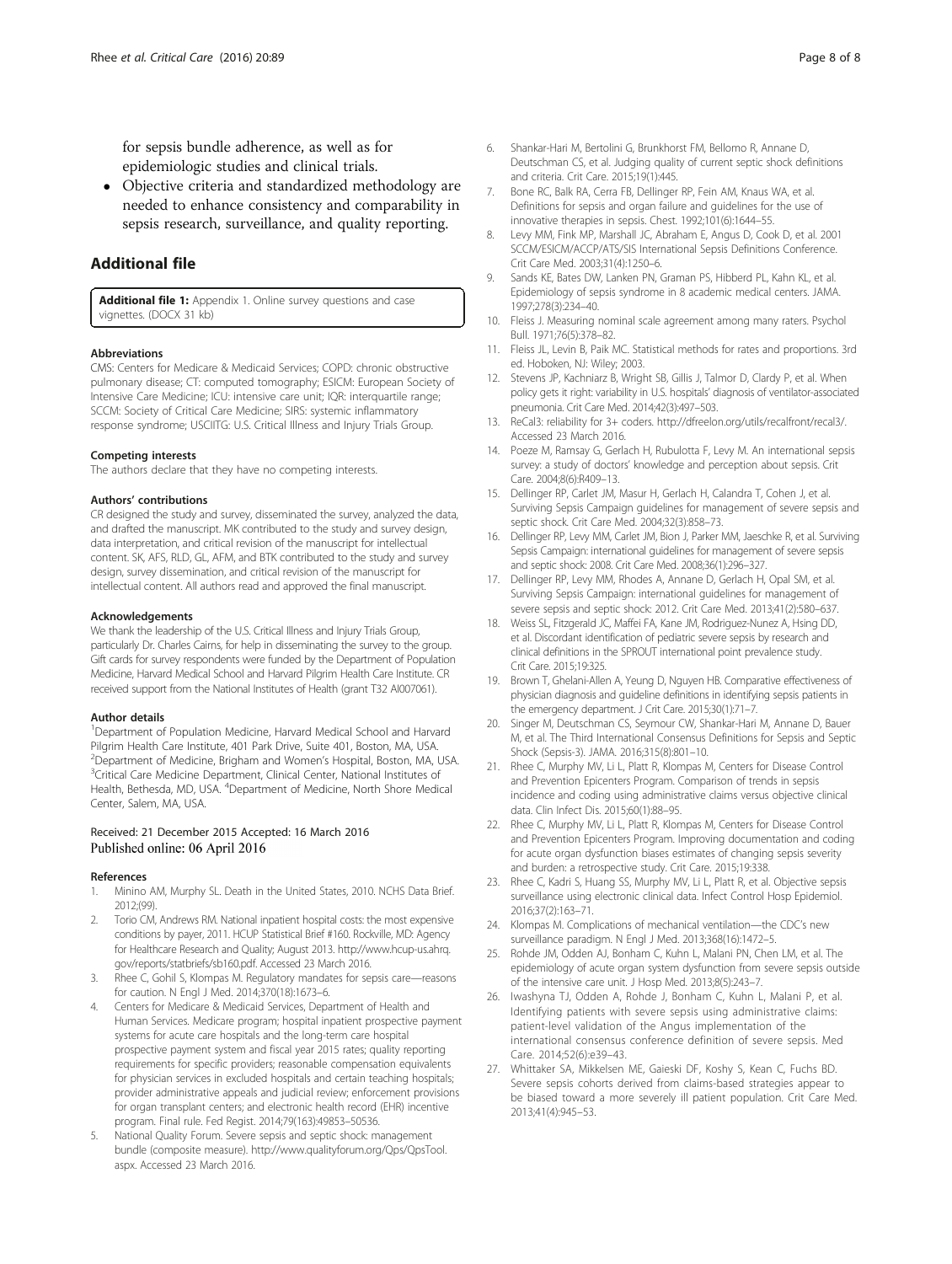for sepsis bundle adherence, as well as for epidemiologic studies and clinical trials.

- Objective criteria and standardized methodology are needed to enhance consistency and comparability in sepsis research, surveillance, and quality reporting.

## Additional file

**Additional file 1:** Appendix 1. Online survey questions and case vignettes. (DOCX 31 kb)

#### Abbreviations

CMS: Centers for Medicare & Medicaid Services; COPD: chronic obstructive pulmonary disease; CT: computed tomography; ESICM: European Society of Intensive Care Medicine; ICU: intensive care unit; IQR: interquartile range; SCCM: Society of Critical Care Medicine; SIRS: systemic inflammatory response syndrome; USCIITG: U.S. Critical Illness and Injury Trials Group.

#### Competing interests

The authors declare that they have no competing interests.

#### Authors' contributions

CR designed the study and survey, disseminated the survey, analyzed the data, and drafted the manuscript. MK contributed to the study and survey design, data interpretation, and critical revision of the manuscript for intellectual content. SK, AFS, RLD, GL, AFM, and BTK contributed to the study and survey design, survey dissemination, and critical revision of the manuscript for intellectual content. All authors read and approved the final manuscript.

#### Acknowledgements

We thank the leadership of the U.S. Critical Illness and Injury Trials Group, particularly Dr. Charles Cairns, for help in disseminating the survey to the group. Gift cards for survey respondents were funded by the Department of Population Medicine, Harvard Medical School and Harvard Pilgrim Health Care Institute. CR received support from the National Institutes of Health (grant T32 AI007061).

#### Author details

[1]Department of Population Medicine, Harvard Medical School and Harvard Pilgrim Health Care Institute, 401 Park Drive, Suite 401, Boston, MA, USA. [2]Department of Medicine, Brigham and Women's Hospital, Boston, MA, USA. [3]Critical Care Medicine Department, Clinical Center, National Institutes of Health, Bethesda, MD, USA. [4]Department of Medicine, North Shore Medical Center, Salem, MA, USA.

Received: 21 December 2015 Accepted: 16 March 2016
Published online: 06 April 2016

#### References

1. Minino AM, Murphy SL. Death in the United States, 2010. NCHS Data Brief. 2012;(99).
2. Torio CM, Andrews RM. National inpatient hospital costs: the most expensive conditions by payer, 2011. HCUP Statistical Brief #160. Rockville, MD: Agency for Healthcare Research and Quality; August 2013. http://www.hcup-us.ahrq.gov/reports/statbriefs/sb160.pdf. Accessed 23 March 2016.
3. Rhee C, Gohil S, Klompas M. Regulatory mandates for sepsis care—reasons for caution. N Engl J Med. 2014;370(18):1673–6.
4. Centers for Medicare & Medicaid Services, Department of Health and Human Services. Medicare program; hospital inpatient prospective payment systems for acute care hospitals and the long-term care hospital prospective payment system and fiscal year 2015 rates; quality reporting requirements for specific providers; reasonable compensation equivalents for physician services in excluded hospitals and certain teaching hospitals; provider administrative appeals and judicial review; enforcement provisions for organ transplant centers; and electronic health record (EHR) incentive program. Final rule. Fed Regist. 2014;79(163):49853–50536.
5. National Quality Forum. Severe sepsis and septic shock: management bundle (composite measure). http://www.qualityforum.org/Qps/QpsTool.aspx. Accessed 23 March 2016.
6. Shankar-Hari M, Bertolini G, Brunkhorst FM, Bellomo R, Annane D, Deutschman CS, et al. Judging quality of current septic shock definitions and criteria. Crit Care. 2015;19(1):445.
7. Bone RC, Balk RA, Cerra FB, Dellinger RP, Fein AM, Knaus WA, et al. Definitions for sepsis and organ failure and guidelines for the use of innovative therapies in sepsis. Chest. 1992;101(6):1644–55.
8. Levy MM, Fink MP, Marshall JC, Abraham E, Angus D, Cook D, et al. 2001 SCCM/ESICM/ACCP/ATS/SIS International Sepsis Definitions Conference. Crit Care Med. 2003;31(4):1250–6.
9. Sands KE, Bates DW, Lanken PN, Graman PS, Hibberd PL, Kahn KL, et al. Epidemiology of sepsis syndrome in 8 academic medical centers. JAMA. 1997;278(3):234–40.
10. Fleiss J. Measuring nominal scale agreement among many raters. Psychol Bull. 1971;76(5):378–82.
11. Fleiss JL, Levin B, Paik MC. Statistical methods for rates and proportions. 3rd ed. Hoboken, NJ: Wiley; 2003.
12. Stevens JP, Kachniarz B, Wright SB, Gillis J, Talmor D, Clardy P, et al. When policy gets it right: variability in U.S. hospitals' diagnosis of ventilator-associated pneumonia. Crit Care Med. 2014;42(3):497–503.
13. ReCal3: reliability for 3+ coders. http://dfreelon.org/utils/recalfront/recal3/. Accessed 23 March 2016.
14. Poeze M, Ramsay G, Gerlach H, Rubulotta F, Levy M. An international sepsis survey: a study of doctors' knowledge and perception about sepsis. Crit Care. 2004;8(6):R409–13.
15. Dellinger RP, Carlet JM, Masur H, Gerlach H, Calandra T, Cohen J, et al. Surviving Sepsis Campaign guidelines for management of severe sepsis and septic shock. Crit Care Med. 2004;32(3):858–73.
16. Dellinger RP, Levy MM, Carlet JM, Bion J, Parker MM, Jaeschke R, et al. Surviving Sepsis Campaign: international guidelines for management of severe sepsis and septic shock: 2008. Crit Care Med. 2008;36(1):296–327.
17. Dellinger RP, Levy MM, Rhodes A, Annane D, Gerlach H, Opal SM, et al. Surviving Sepsis Campaign: international guidelines for management of severe sepsis and septic shock: 2012. Crit Care Med. 2013;41(2):580–637.
18. Weiss SL, Fitzgerald JC, Maffei FA, Kane JM, Rodriguez-Nunez A, Hsing DD, et al. Discordant identification of pediatric severe sepsis by research and clinical definitions in the SPROUT international point prevalence study. Crit Care. 2015;19:325.
19. Brown T, Ghelani-Allen A, Yeung D, Nguyen HB. Comparative effectiveness of physician diagnosis and guideline definitions in identifying sepsis patients in the emergency department. J Crit Care. 2015;30(1):71–7.
20. Singer M, Deutschman CS, Seymour CW, Shankar-Hari M, Annane D, Bauer M, et al. The Third International Consensus Definitions for Sepsis and Septic Shock (Sepsis-3). JAMA. 2016;315(8):801–10.
21. Rhee C, Murphy MV, Li L, Platt R, Klompas M, Centers for Disease Control and Prevention Epicenters Program. Comparison of trends in sepsis incidence and coding using administrative claims versus objective clinical data. Clin Infect Dis. 2015;60(1):88–95.
22. Rhee C, Murphy MV, Li L, Platt R, Klompas M, Centers for Disease Control and Prevention Epicenters Program. Improving documentation and coding for acute organ dysfunction biases estimates of changing sepsis severity and burden: a retrospective study. Crit Care. 2015;19:338.
23. Rhee C, Kadri S, Huang SS, Murphy MV, Li L, Platt R, et al. Objective sepsis surveillance using electronic clinical data. Infect Control Hosp Epidemiol. 2016;37(2):163–71.
24. Klompas M. Complications of mechanical ventilation—the CDC's new surveillance paradigm. N Engl J Med. 2013;368(16):1472–5.
25. Rohde JM, Odden AJ, Bonham C, Kuhn L, Malani PN, Chen LM, et al. The epidemiology of acute organ system dysfunction from severe sepsis outside of the intensive care unit. J Hosp Med. 2013;8(5):243–7.
26. Iwashyna TJ, Odden A, Rohde J, Bonham C, Kuhn L, Malani P, et al. Identifying patients with severe sepsis using administrative claims: patient-level validation of the Angus implementation of the international consensus conference definition of severe sepsis. Med Care. 2014;52(6):e39–43.
27. Whittaker SA, Mikkelsen ME, Gaieski DF, Koshy S, Kean C, Fuchs BD. Severe sepsis cohorts derived from claims-based strategies appear to be biased toward a more severely ill patient population. Crit Care Med. 2013;41(4):945–53.